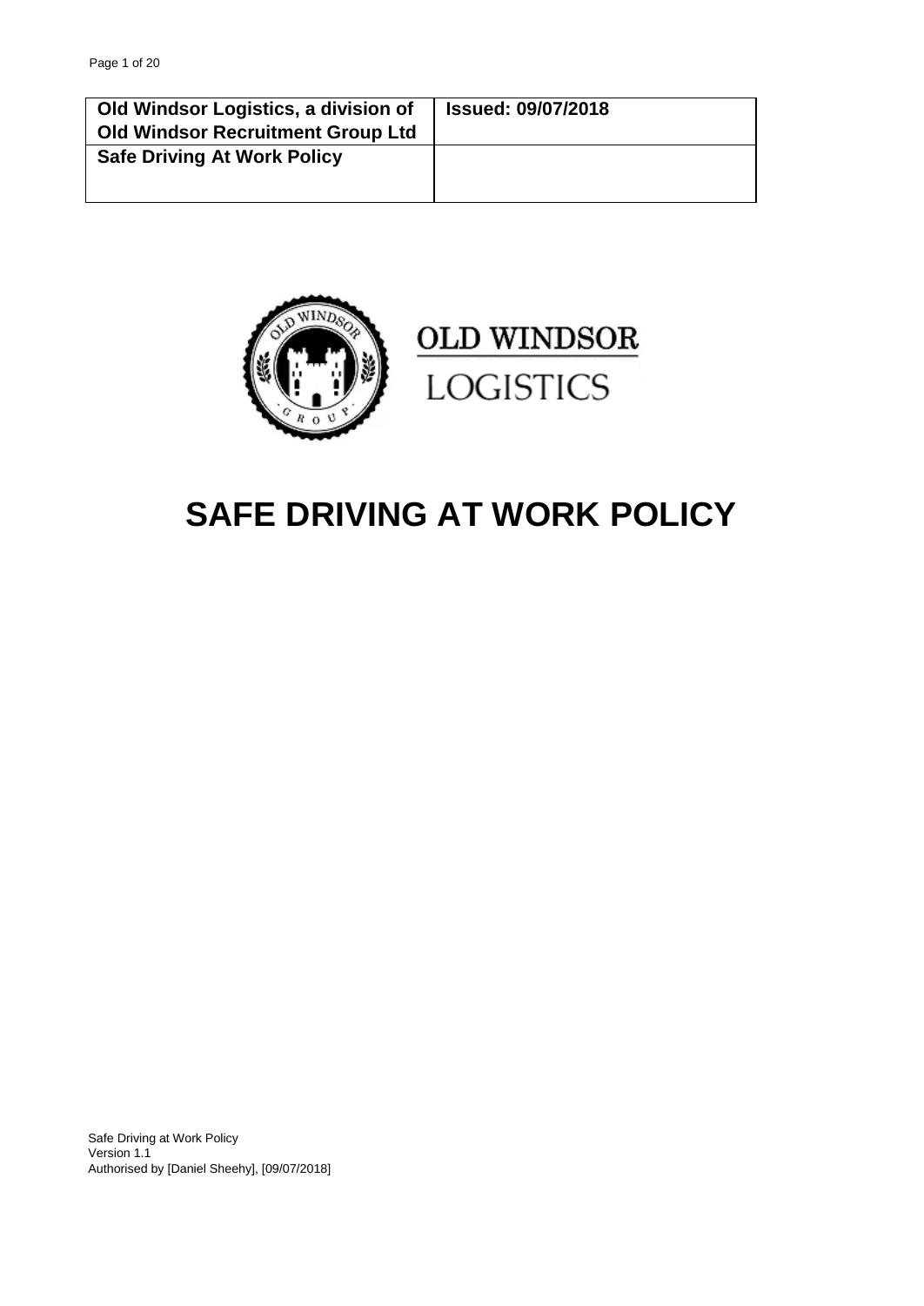| Old Windsor Logistics, a division of Old Windsor Recruitment Group Ltd | Issued: 09/07/2018 |
| --- | --- |
| Safe Driving At Work Policy | |

OLD WINDSOR

LOGISTICS

# SAFE DRIVING AT WORK POLICY

Safe Driving at Work Policy
Version 1.1
Authorised by [Daniel Sheehy], [09/07/2018]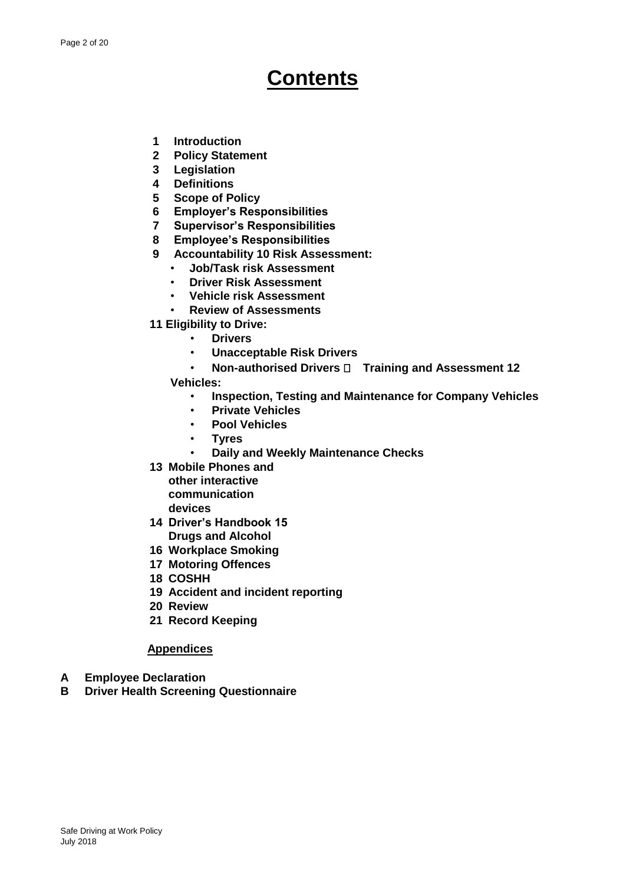# Contents

1 Introduction
2 Policy Statement
3 Legislation
4 Definitions
5 Scope of Policy
6 Employer's Responsibilities
7 Supervisor's Responsibilities
8 Employee's Responsibilities
9 Accountability 10 Risk Assessment:
- Job/Task risk Assessment
- Driver Risk Assessment
- Vehicle risk Assessment
- Review of Assessments

11 Eligibility to Drive:
- Drivers
- Unacceptable Risk Drivers
- Non-authorised Drivers  Training and Assessment 12

Vehicles:
- Inspection, Testing and Maintenance for Company Vehicles
- Private Vehicles
- Pool Vehicles
- Tyres
- Daily and Weekly Maintenance Checks

13 Mobile Phones and other interactive communication devices
14 Driver's Handbook 15 Drugs and Alcohol
16 Workplace Smoking
17 Motoring Offences
18 COSHH
19 Accident and incident reporting
20 Review
21 Record Keeping

**Appendices**

A Employee Declaration
B Driver Health Screening Questionnaire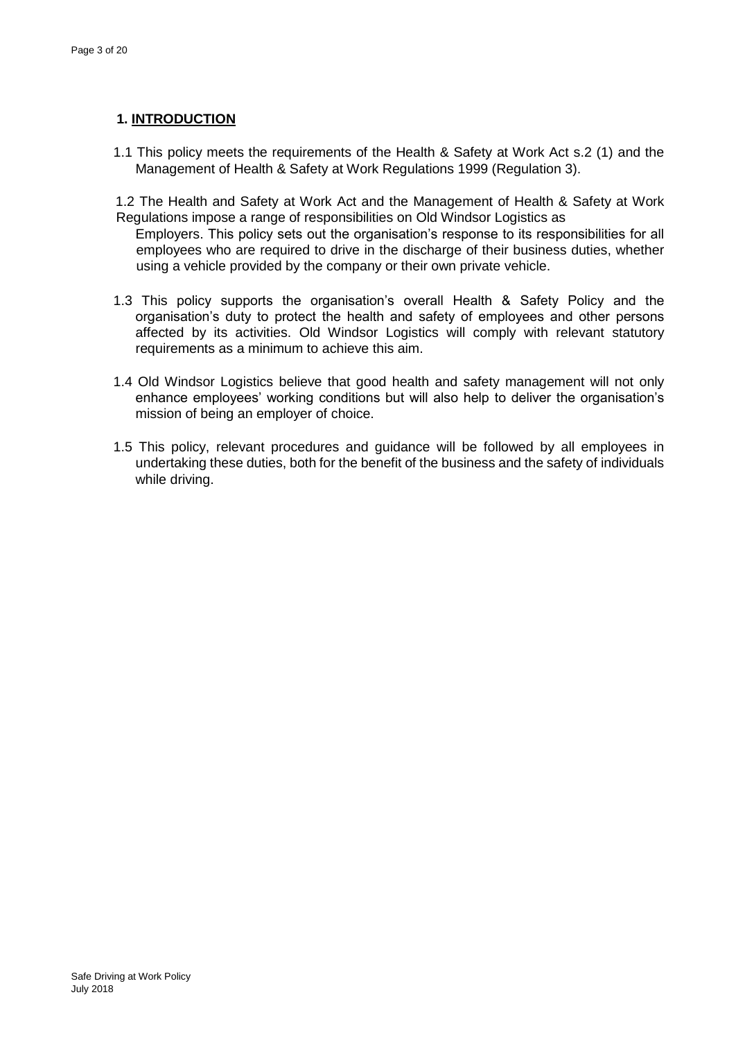## 1. INTRODUCTION

1.1 This policy meets the requirements of the Health & Safety at Work Act s.2 (1) and the Management of Health & Safety at Work Regulations 1999 (Regulation 3).

1.2 The Health and Safety at Work Act and the Management of Health & Safety at Work Regulations impose a range of responsibilities on Old Windsor Logistics as Employers. This policy sets out the organisation's response to its responsibilities for all employees who are required to drive in the discharge of their business duties, whether using a vehicle provided by the company or their own private vehicle.

1.3 This policy supports the organisation's overall Health & Safety Policy and the organisation's duty to protect the health and safety of employees and other persons affected by its activities. Old Windsor Logistics will comply with relevant statutory requirements as a minimum to achieve this aim.

1.4 Old Windsor Logistics believe that good health and safety management will not only enhance employees' working conditions but will also help to deliver the organisation's mission of being an employer of choice.

1.5 This policy, relevant procedures and guidance will be followed by all employees in undertaking these duties, both for the benefit of the business and the safety of individuals while driving.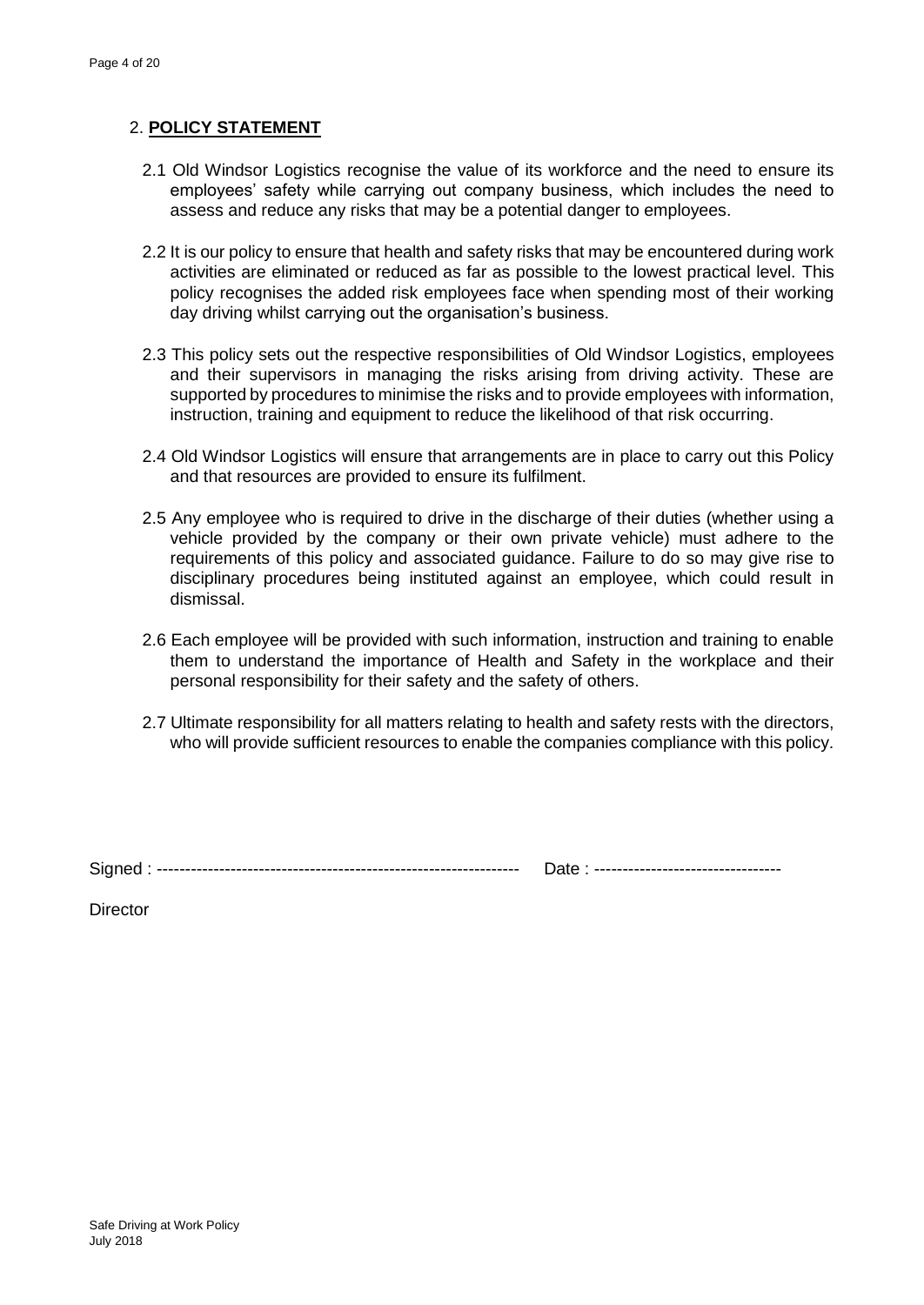## 2. **POLICY STATEMENT**

2.1 Old Windsor Logistics recognise the value of its workforce and the need to ensure its employees' safety while carrying out company business, which includes the need to assess and reduce any risks that may be a potential danger to employees.

2.2 It is our policy to ensure that health and safety risks that may be encountered during work activities are eliminated or reduced as far as possible to the lowest practical level. This policy recognises the added risk employees face when spending most of their working day driving whilst carrying out the organisation's business.

2.3 This policy sets out the respective responsibilities of Old Windsor Logistics, employees and their supervisors in managing the risks arising from driving activity. These are supported by procedures to minimise the risks and to provide employees with information, instruction, training and equipment to reduce the likelihood of that risk occurring.

2.4 Old Windsor Logistics will ensure that arrangements are in place to carry out this Policy and that resources are provided to ensure its fulfilment.

2.5 Any employee who is required to drive in the discharge of their duties (whether using a vehicle provided by the company or their own private vehicle) must adhere to the requirements of this policy and associated guidance. Failure to do so may give rise to disciplinary procedures being instituted against an employee, which could result in dismissal.

2.6 Each employee will be provided with such information, instruction and training to enable them to understand the importance of Health and Safety in the workplace and their personal responsibility for their safety and the safety of others.

2.7 Ultimate responsibility for all matters relating to health and safety rests with the directors, who will provide sufficient resources to enable the companies compliance with this policy.

Signed : --------------------------------------------------------------- Date : --------------------------------

Director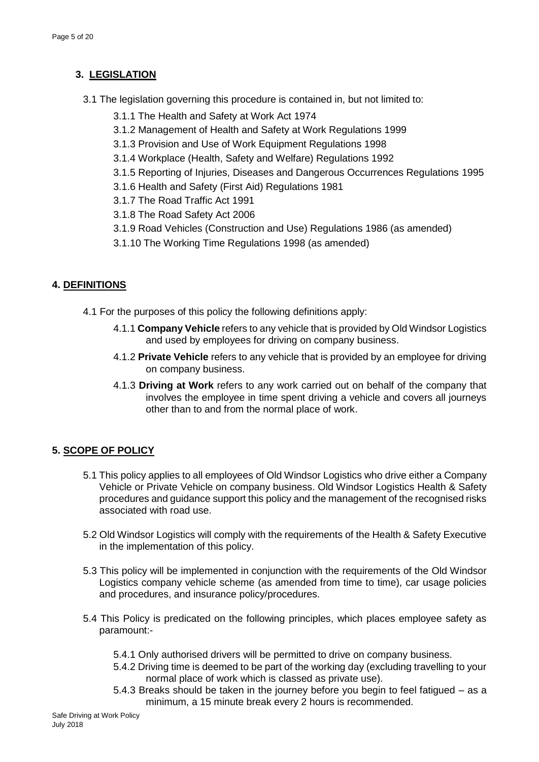## 3. LEGISLATION

3.1 The legislation governing this procedure is contained in, but not limited to:

- 3.1.1 The Health and Safety at Work Act 1974
- 3.1.2 Management of Health and Safety at Work Regulations 1999
- 3.1.3 Provision and Use of Work Equipment Regulations 1998
- 3.1.4 Workplace (Health, Safety and Welfare) Regulations 1992
- 3.1.5 Reporting of Injuries, Diseases and Dangerous Occurrences Regulations 1995
- 3.1.6 Health and Safety (First Aid) Regulations 1981
- 3.1.7 The Road Traffic Act 1991
- 3.1.8 The Road Safety Act 2006
- 3.1.9 Road Vehicles (Construction and Use) Regulations 1986 (as amended)
- 3.1.10 The Working Time Regulations 1998 (as amended)

## 4. DEFINITIONS

4.1 For the purposes of this policy the following definitions apply:

- 4.1.1 **Company Vehicle** refers to any vehicle that is provided by Old Windsor Logistics and used by employees for driving on company business.
- 4.1.2 **Private Vehicle** refers to any vehicle that is provided by an employee for driving on company business.
- 4.1.3 **Driving at Work** refers to any work carried out on behalf of the company that involves the employee in time spent driving a vehicle and covers all journeys other than to and from the normal place of work.

## 5. SCOPE OF POLICY

5.1 This policy applies to all employees of Old Windsor Logistics who drive either a Company Vehicle or Private Vehicle on company business. Old Windsor Logistics Health & Safety procedures and guidance support this policy and the management of the recognised risks associated with road use.

5.2 Old Windsor Logistics will comply with the requirements of the Health & Safety Executive in the implementation of this policy.

5.3 This policy will be implemented in conjunction with the requirements of the Old Windsor Logistics company vehicle scheme (as amended from time to time), car usage policies and procedures, and insurance policy/procedures.

5.4 This Policy is predicated on the following principles, which places employee safety as paramount:-

- 5.4.1 Only authorised drivers will be permitted to drive on company business.
- 5.4.2 Driving time is deemed to be part of the working day (excluding travelling to your normal place of work which is classed as private use).
- 5.4.3 Breaks should be taken in the journey before you begin to feel fatigued – as a minimum, a 15 minute break every 2 hours is recommended.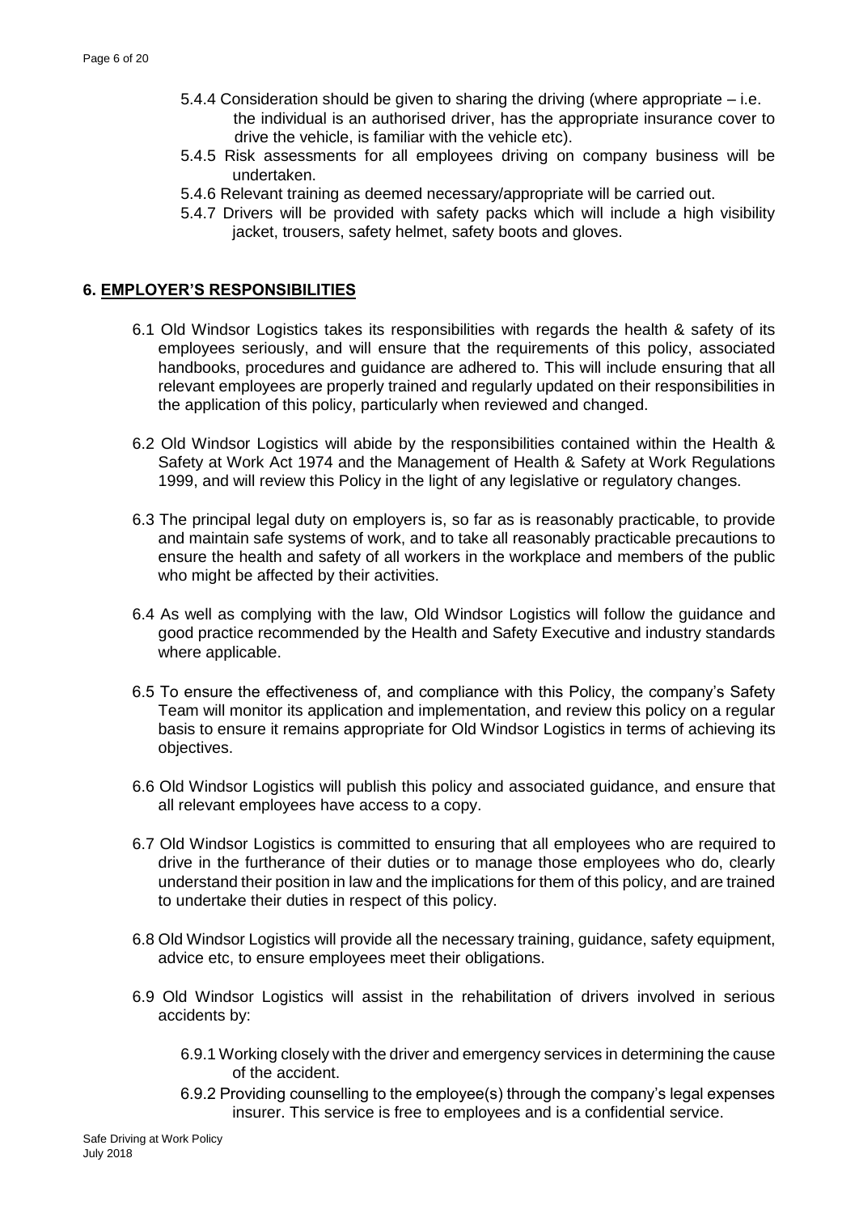5.4.4 Consideration should be given to sharing the driving (where appropriate – i.e. the individual is an authorised driver, has the appropriate insurance cover to drive the vehicle, is familiar with the vehicle etc).

5.4.5 Risk assessments for all employees driving on company business will be undertaken.

5.4.6 Relevant training as deemed necessary/appropriate will be carried out.

5.4.7 Drivers will be provided with safety packs which will include a high visibility jacket, trousers, safety helmet, safety boots and gloves.

## 6. EMPLOYER'S RESPONSIBILITIES

6.1 Old Windsor Logistics takes its responsibilities with regards the health & safety of its employees seriously, and will ensure that the requirements of this policy, associated handbooks, procedures and guidance are adhered to. This will include ensuring that all relevant employees are properly trained and regularly updated on their responsibilities in the application of this policy, particularly when reviewed and changed.

6.2 Old Windsor Logistics will abide by the responsibilities contained within the Health & Safety at Work Act 1974 and the Management of Health & Safety at Work Regulations 1999, and will review this Policy in the light of any legislative or regulatory changes.

6.3 The principal legal duty on employers is, so far as is reasonably practicable, to provide and maintain safe systems of work, and to take all reasonably practicable precautions to ensure the health and safety of all workers in the workplace and members of the public who might be affected by their activities.

6.4 As well as complying with the law, Old Windsor Logistics will follow the guidance and good practice recommended by the Health and Safety Executive and industry standards where applicable.

6.5 To ensure the effectiveness of, and compliance with this Policy, the company's Safety Team will monitor its application and implementation, and review this policy on a regular basis to ensure it remains appropriate for Old Windsor Logistics in terms of achieving its objectives.

6.6 Old Windsor Logistics will publish this policy and associated guidance, and ensure that all relevant employees have access to a copy.

6.7 Old Windsor Logistics is committed to ensuring that all employees who are required to drive in the furtherance of their duties or to manage those employees who do, clearly understand their position in law and the implications for them of this policy, and are trained to undertake their duties in respect of this policy.

6.8 Old Windsor Logistics will provide all the necessary training, guidance, safety equipment, advice etc, to ensure employees meet their obligations.

6.9 Old Windsor Logistics will assist in the rehabilitation of drivers involved in serious accidents by:

6.9.1 Working closely with the driver and emergency services in determining the cause of the accident.

6.9.2 Providing counselling to the employee(s) through the company's legal expenses insurer. This service is free to employees and is a confidential service.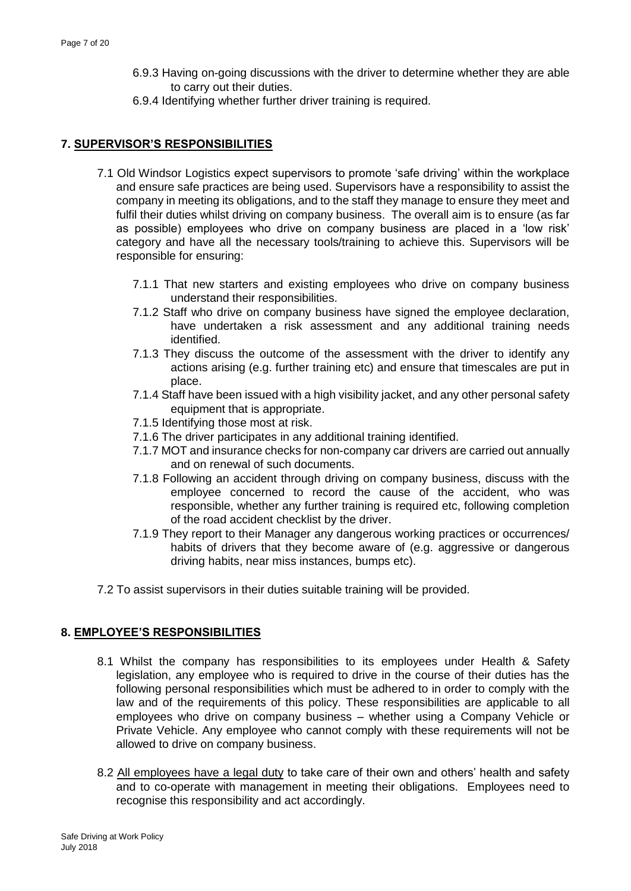6.9.3 Having on-going discussions with the driver to determine whether they are able to carry out their duties.

6.9.4 Identifying whether further driver training is required.

## 7. SUPERVISOR'S RESPONSIBILITIES

7.1 Old Windsor Logistics expect supervisors to promote 'safe driving' within the workplace and ensure safe practices are being used. Supervisors have a responsibility to assist the company in meeting its obligations, and to the staff they manage to ensure they meet and fulfil their duties whilst driving on company business. The overall aim is to ensure (as far as possible) employees who drive on company business are placed in a 'low risk' category and have all the necessary tools/training to achieve this. Supervisors will be responsible for ensuring:

7.1.1 That new starters and existing employees who drive on company business understand their responsibilities.

7.1.2 Staff who drive on company business have signed the employee declaration, have undertaken a risk assessment and any additional training needs identified.

7.1.3 They discuss the outcome of the assessment with the driver to identify any actions arising (e.g. further training etc) and ensure that timescales are put in place.

7.1.4 Staff have been issued with a high visibility jacket, and any other personal safety equipment that is appropriate.

7.1.5 Identifying those most at risk.

7.1.6 The driver participates in any additional training identified.

7.1.7 MOT and insurance checks for non-company car drivers are carried out annually and on renewal of such documents.

7.1.8 Following an accident through driving on company business, discuss with the employee concerned to record the cause of the accident, who was responsible, whether any further training is required etc, following completion of the road accident checklist by the driver.

7.1.9 They report to their Manager any dangerous working practices or occurrences/ habits of drivers that they become aware of (e.g. aggressive or dangerous driving habits, near miss instances, bumps etc).

7.2 To assist supervisors in their duties suitable training will be provided.

## 8. EMPLOYEE'S RESPONSIBILITIES

8.1 Whilst the company has responsibilities to its employees under Health & Safety legislation, any employee who is required to drive in the course of their duties has the following personal responsibilities which must be adhered to in order to comply with the law and of the requirements of this policy. These responsibilities are applicable to all employees who drive on company business – whether using a Company Vehicle or Private Vehicle. Any employee who cannot comply with these requirements will not be allowed to drive on company business.

8.2 <u>All employees have a legal duty</u> to take care of their own and others' health and safety and to co-operate with management in meeting their obligations. Employees need to recognise this responsibility and act accordingly.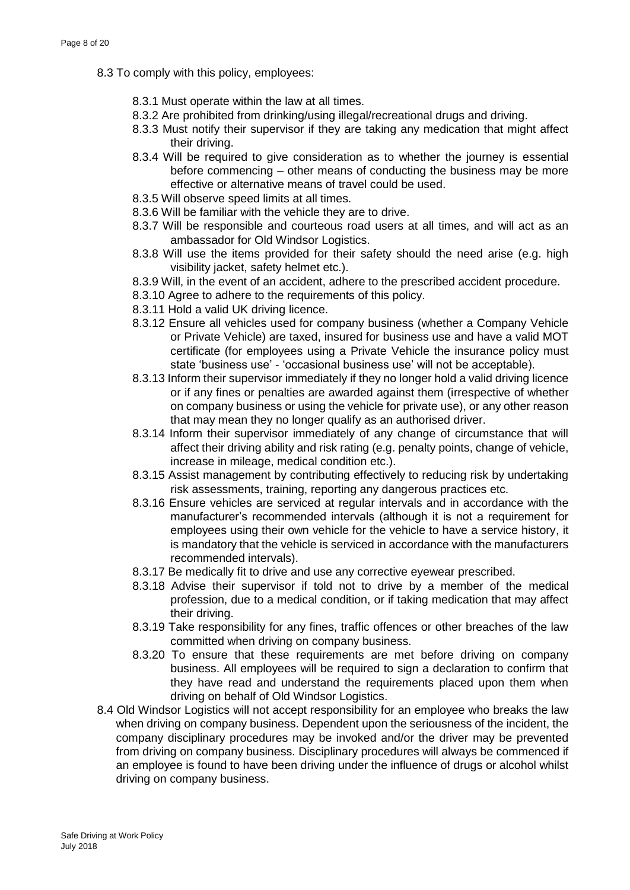8.3 To comply with this policy, employees:

- 8.3.1 Must operate within the law at all times.
- 8.3.2 Are prohibited from drinking/using illegal/recreational drugs and driving.
- 8.3.3 Must notify their supervisor if they are taking any medication that might affect their driving.
- 8.3.4 Will be required to give consideration as to whether the journey is essential before commencing – other means of conducting the business may be more effective or alternative means of travel could be used.
- 8.3.5 Will observe speed limits at all times.
- 8.3.6 Will be familiar with the vehicle they are to drive.
- 8.3.7 Will be responsible and courteous road users at all times, and will act as an ambassador for Old Windsor Logistics.
- 8.3.8 Will use the items provided for their safety should the need arise (e.g. high visibility jacket, safety helmet etc.).
- 8.3.9 Will, in the event of an accident, adhere to the prescribed accident procedure.
- 8.3.10 Agree to adhere to the requirements of this policy.
- 8.3.11 Hold a valid UK driving licence.
- 8.3.12 Ensure all vehicles used for company business (whether a Company Vehicle or Private Vehicle) are taxed, insured for business use and have a valid MOT certificate (for employees using a Private Vehicle the insurance policy must state 'business use' - 'occasional business use' will not be acceptable).
- 8.3.13 Inform their supervisor immediately if they no longer hold a valid driving licence or if any fines or penalties are awarded against them (irrespective of whether on company business or using the vehicle for private use), or any other reason that may mean they no longer qualify as an authorised driver.
- 8.3.14 Inform their supervisor immediately of any change of circumstance that will affect their driving ability and risk rating (e.g. penalty points, change of vehicle, increase in mileage, medical condition etc.).
- 8.3.15 Assist management by contributing effectively to reducing risk by undertaking risk assessments, training, reporting any dangerous practices etc.
- 8.3.16 Ensure vehicles are serviced at regular intervals and in accordance with the manufacturer's recommended intervals (although it is not a requirement for employees using their own vehicle for the vehicle to have a service history, it is mandatory that the vehicle is serviced in accordance with the manufacturers recommended intervals).
- 8.3.17 Be medically fit to drive and use any corrective eyewear prescribed.
- 8.3.18 Advise their supervisor if told not to drive by a member of the medical profession, due to a medical condition, or if taking medication that may affect their driving.
- 8.3.19 Take responsibility for any fines, traffic offences or other breaches of the law committed when driving on company business.
- 8.3.20 To ensure that these requirements are met before driving on company business. All employees will be required to sign a declaration to confirm that they have read and understand the requirements placed upon them when driving on behalf of Old Windsor Logistics.

8.4 Old Windsor Logistics will not accept responsibility for an employee who breaks the law when driving on company business. Dependent upon the seriousness of the incident, the company disciplinary procedures may be invoked and/or the driver may be prevented from driving on company business. Disciplinary procedures will always be commenced if an employee is found to have been driving under the influence of drugs or alcohol whilst driving on company business.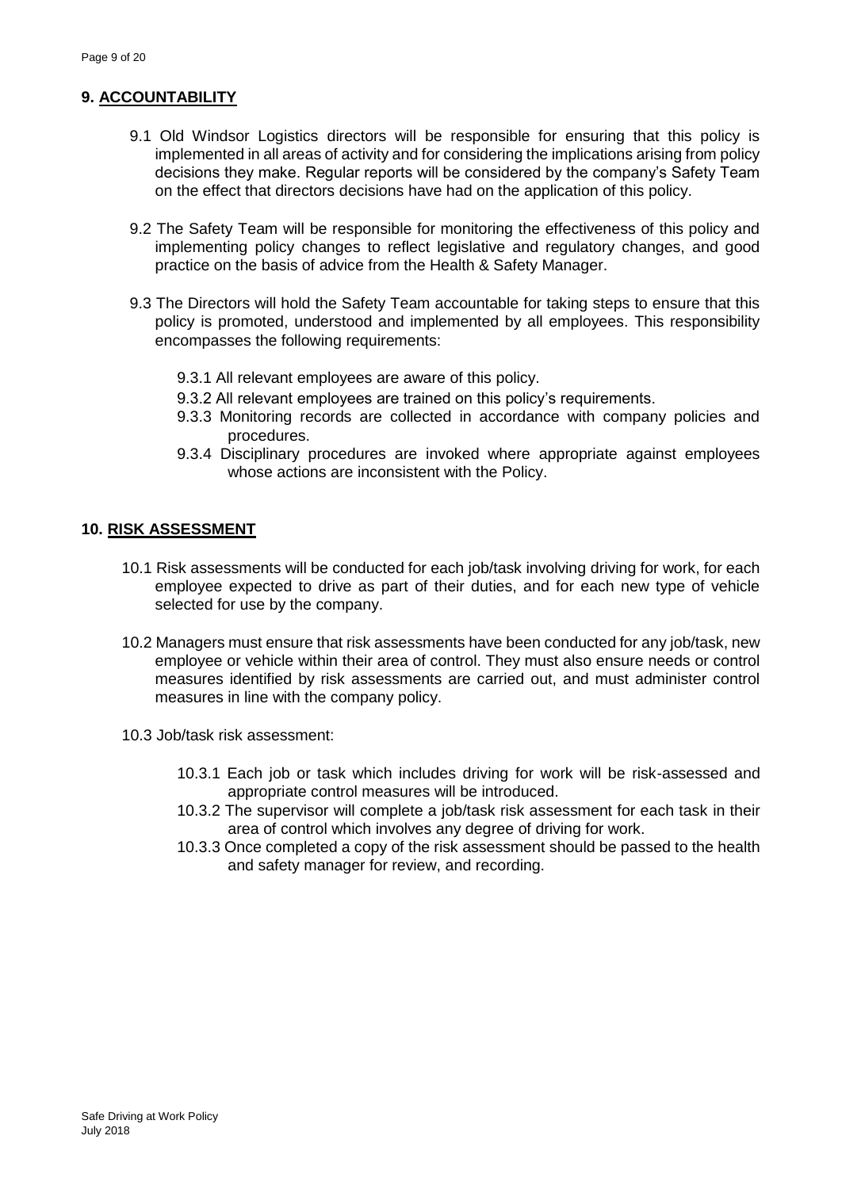## 9. ACCOUNTABILITY

9.1 Old Windsor Logistics directors will be responsible for ensuring that this policy is implemented in all areas of activity and for considering the implications arising from policy decisions they make. Regular reports will be considered by the company's Safety Team on the effect that directors decisions have had on the application of this policy.

9.2 The Safety Team will be responsible for monitoring the effectiveness of this policy and implementing policy changes to reflect legislative and regulatory changes, and good practice on the basis of advice from the Health & Safety Manager.

9.3 The Directors will hold the Safety Team accountable for taking steps to ensure that this policy is promoted, understood and implemented by all employees. This responsibility encompasses the following requirements:

- 9.3.1 All relevant employees are aware of this policy.
- 9.3.2 All relevant employees are trained on this policy's requirements.
- 9.3.3 Monitoring records are collected in accordance with company policies and procedures.
- 9.3.4 Disciplinary procedures are invoked where appropriate against employees whose actions are inconsistent with the Policy.

## 10. RISK ASSESSMENT

10.1 Risk assessments will be conducted for each job/task involving driving for work, for each employee expected to drive as part of their duties, and for each new type of vehicle selected for use by the company.

10.2 Managers must ensure that risk assessments have been conducted for any job/task, new employee or vehicle within their area of control. They must also ensure needs or control measures identified by risk assessments are carried out, and must administer control measures in line with the company policy.

10.3 Job/task risk assessment:

- 10.3.1 Each job or task which includes driving for work will be risk-assessed and appropriate control measures will be introduced.
- 10.3.2 The supervisor will complete a job/task risk assessment for each task in their area of control which involves any degree of driving for work.
- 10.3.3 Once completed a copy of the risk assessment should be passed to the health and safety manager for review, and recording.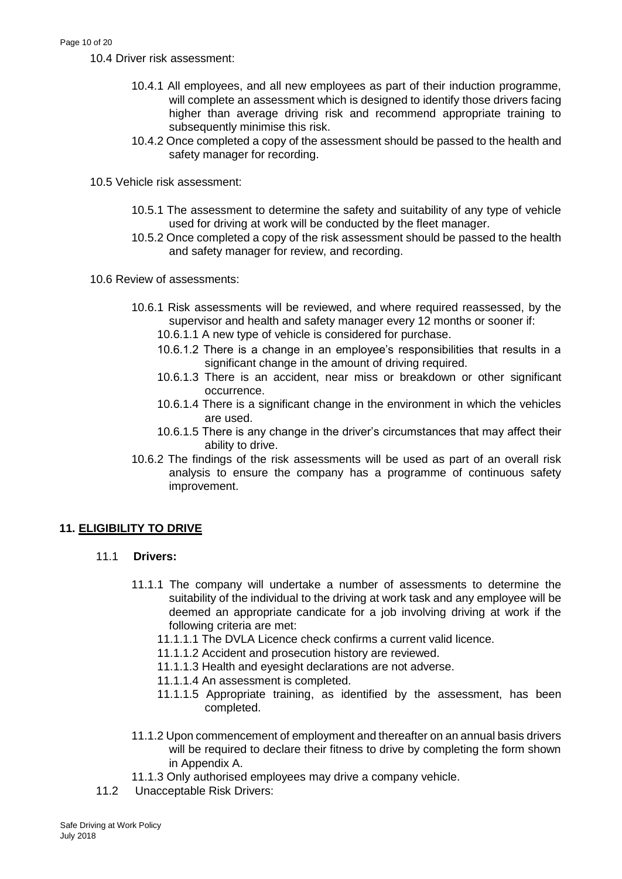10.4 Driver risk assessment:

- 10.4.1 All employees, and all new employees as part of their induction programme, will complete an assessment which is designed to identify those drivers facing higher than average driving risk and recommend appropriate training to subsequently minimise this risk.
- 10.4.2 Once completed a copy of the assessment should be passed to the health and safety manager for recording.

10.5 Vehicle risk assessment:

- 10.5.1 The assessment to determine the safety and suitability of any type of vehicle used for driving at work will be conducted by the fleet manager.
- 10.5.2 Once completed a copy of the risk assessment should be passed to the health and safety manager for review, and recording.

10.6 Review of assessments:

- 10.6.1 Risk assessments will be reviewed, and where required reassessed, by the supervisor and health and safety manager every 12 months or sooner if:
  - 10.6.1.1 A new type of vehicle is considered for purchase.
  - 10.6.1.2 There is a change in an employee's responsibilities that results in a significant change in the amount of driving required.
  - 10.6.1.3 There is an accident, near miss or breakdown or other significant occurrence.
  - 10.6.1.4 There is a significant change in the environment in which the vehicles are used.
  - 10.6.1.5 There is any change in the driver's circumstances that may affect their ability to drive.
- 10.6.2 The findings of the risk assessments will be used as part of an overall risk analysis to ensure the company has a programme of continuous safety improvement.

## 11. ELIGIBILITY TO DRIVE

### 11.1 Drivers:

- 11.1.1 The company will undertake a number of assessments to determine the suitability of the individual to the driving at work task and any employee will be deemed an appropriate candicate for a job involving driving at work if the following criteria are met:
  - 11.1.1.1 The DVLA Licence check confirms a current valid licence.
  - 11.1.1.2 Accident and prosecution history are reviewed.
  - 11.1.1.3 Health and eyesight declarations are not adverse.
  - 11.1.1.4 An assessment is completed.
  - 11.1.1.5 Appropriate training, as identified by the assessment, has been completed.
- 11.1.2 Upon commencement of employment and thereafter on an annual basis drivers will be required to declare their fitness to drive by completing the form shown in Appendix A.
- 11.1.3 Only authorised employees may drive a company vehicle.

11.2 Unacceptable Risk Drivers: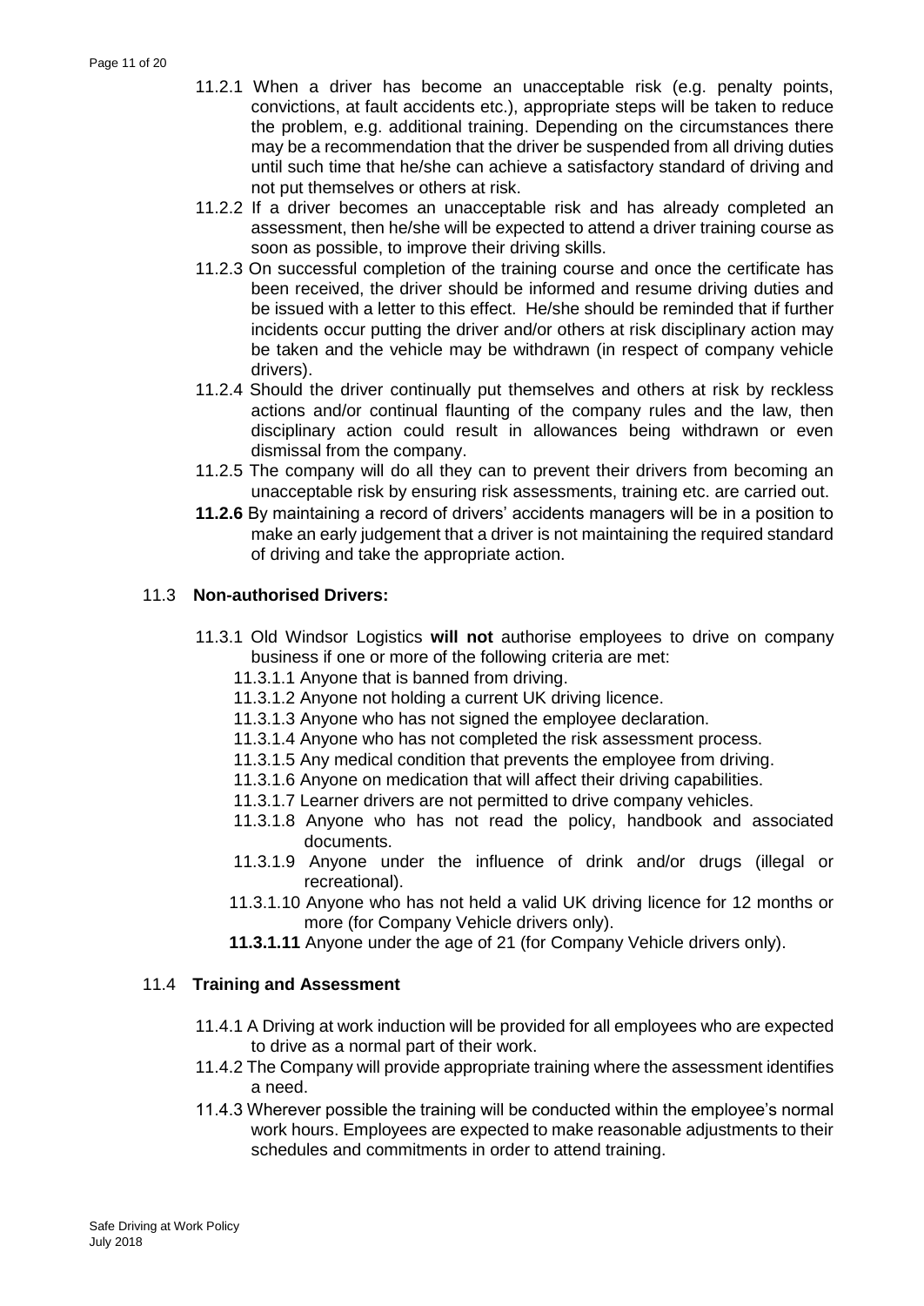11.2.1 When a driver has become an unacceptable risk (e.g. penalty points, convictions, at fault accidents etc.), appropriate steps will be taken to reduce the problem, e.g. additional training. Depending on the circumstances there may be a recommendation that the driver be suspended from all driving duties until such time that he/she can achieve a satisfactory standard of driving and not put themselves or others at risk.

11.2.2 If a driver becomes an unacceptable risk and has already completed an assessment, then he/she will be expected to attend a driver training course as soon as possible, to improve their driving skills.

11.2.3 On successful completion of the training course and once the certificate has been received, the driver should be informed and resume driving duties and be issued with a letter to this effect. He/she should be reminded that if further incidents occur putting the driver and/or others at risk disciplinary action may be taken and the vehicle may be withdrawn (in respect of company vehicle drivers).

11.2.4 Should the driver continually put themselves and others at risk by reckless actions and/or continual flaunting of the company rules and the law, then disciplinary action could result in allowances being withdrawn or even dismissal from the company.

11.2.5 The company will do all they can to prevent their drivers from becoming an unacceptable risk by ensuring risk assessments, training etc. are carried out.

**11.2.6** By maintaining a record of drivers' accidents managers will be in a position to make an early judgement that a driver is not maintaining the required standard of driving and take the appropriate action.

## 11.3 Non-authorised Drivers:

11.3.1 Old Windsor Logistics **will not** authorise employees to drive on company business if one or more of the following criteria are met:

- 11.3.1.1 Anyone that is banned from driving.
- 11.3.1.2 Anyone not holding a current UK driving licence.
- 11.3.1.3 Anyone who has not signed the employee declaration.
- 11.3.1.4 Anyone who has not completed the risk assessment process.
- 11.3.1.5 Any medical condition that prevents the employee from driving.
- 11.3.1.6 Anyone on medication that will affect their driving capabilities.
- 11.3.1.7 Learner drivers are not permitted to drive company vehicles.
- 11.3.1.8 Anyone who has not read the policy, handbook and associated documents.
- 11.3.1.9 Anyone under the influence of drink and/or drugs (illegal or recreational).
- 11.3.1.10 Anyone who has not held a valid UK driving licence for 12 months or more (for Company Vehicle drivers only).
- **11.3.1.11** Anyone under the age of 21 (for Company Vehicle drivers only).

## 11.4 Training and Assessment

11.4.1 A Driving at work induction will be provided for all employees who are expected to drive as a normal part of their work.

11.4.2 The Company will provide appropriate training where the assessment identifies a need.

11.4.3 Wherever possible the training will be conducted within the employee's normal work hours. Employees are expected to make reasonable adjustments to their schedules and commitments in order to attend training.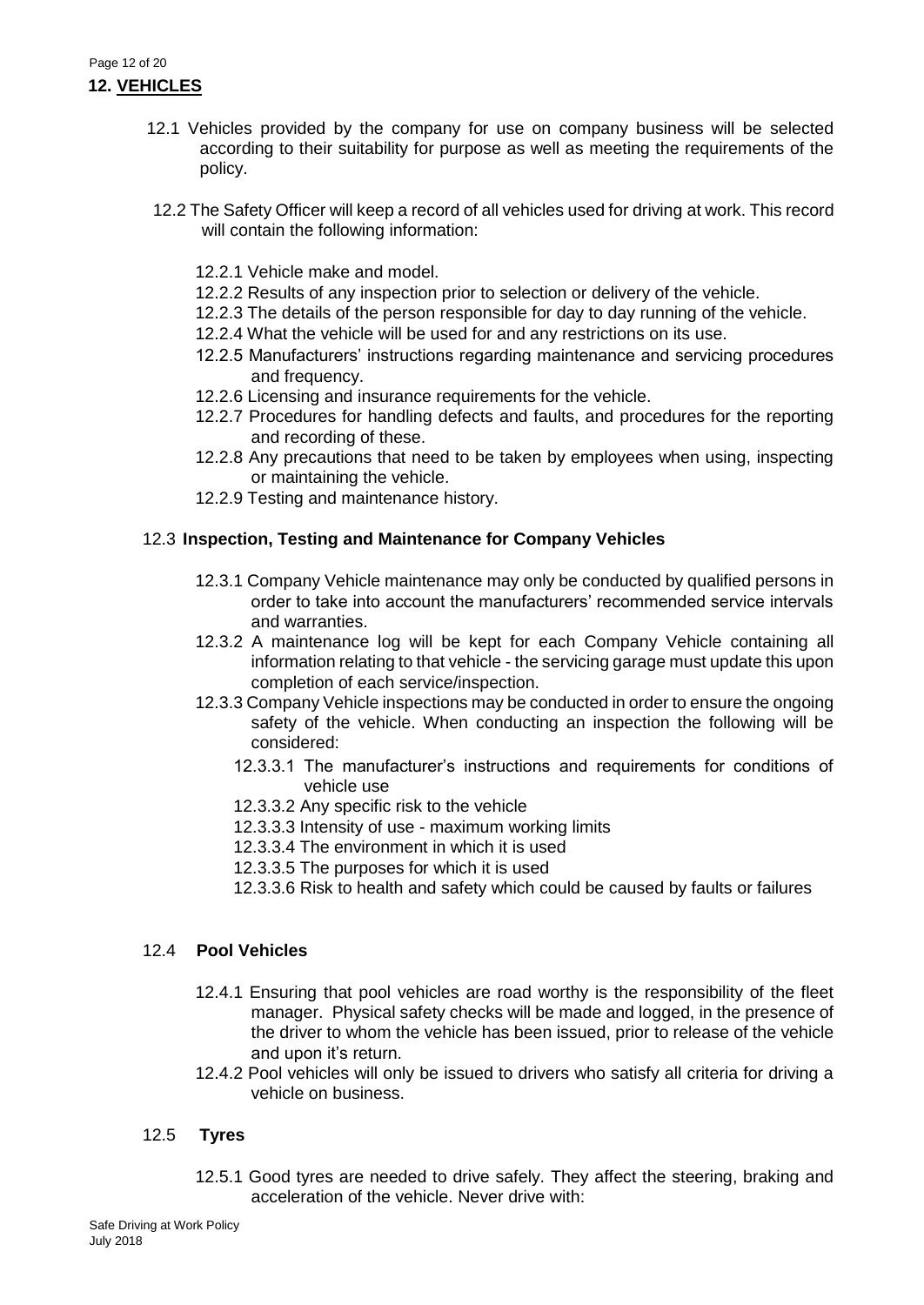## 12. VEHICLES

12.1 Vehicles provided by the company for use on company business will be selected according to their suitability for purpose as well as meeting the requirements of the policy.

12.2 The Safety Officer will keep a record of all vehicles used for driving at work. This record will contain the following information:

- 12.2.1 Vehicle make and model.
- 12.2.2 Results of any inspection prior to selection or delivery of the vehicle.
- 12.2.3 The details of the person responsible for day to day running of the vehicle.
- 12.2.4 What the vehicle will be used for and any restrictions on its use.
- 12.2.5 Manufacturers' instructions regarding maintenance and servicing procedures and frequency.
- 12.2.6 Licensing and insurance requirements for the vehicle.
- 12.2.7 Procedures for handling defects and faults, and procedures for the reporting and recording of these.
- 12.2.8 Any precautions that need to be taken by employees when using, inspecting or maintaining the vehicle.
- 12.2.9 Testing and maintenance history.

### 12.3 Inspection, Testing and Maintenance for Company Vehicles

- 12.3.1 Company Vehicle maintenance may only be conducted by qualified persons in order to take into account the manufacturers' recommended service intervals and warranties.
- 12.3.2 A maintenance log will be kept for each Company Vehicle containing all information relating to that vehicle - the servicing garage must update this upon completion of each service/inspection.
- 12.3.3 Company Vehicle inspections may be conducted in order to ensure the ongoing safety of the vehicle. When conducting an inspection the following will be considered:
  - 12.3.3.1 The manufacturer's instructions and requirements for conditions of vehicle use
  - 12.3.3.2 Any specific risk to the vehicle
  - 12.3.3.3 Intensity of use - maximum working limits
  - 12.3.3.4 The environment in which it is used
  - 12.3.3.5 The purposes for which it is used
  - 12.3.3.6 Risk to health and safety which could be caused by faults or failures

### 12.4 Pool Vehicles

- 12.4.1 Ensuring that pool vehicles are road worthy is the responsibility of the fleet manager. Physical safety checks will be made and logged, in the presence of the driver to whom the vehicle has been issued, prior to release of the vehicle and upon it's return.
- 12.4.2 Pool vehicles will only be issued to drivers who satisfy all criteria for driving a vehicle on business.

### 12.5 Tyres

- 12.5.1 Good tyres are needed to drive safely. They affect the steering, braking and acceleration of the vehicle. Never drive with: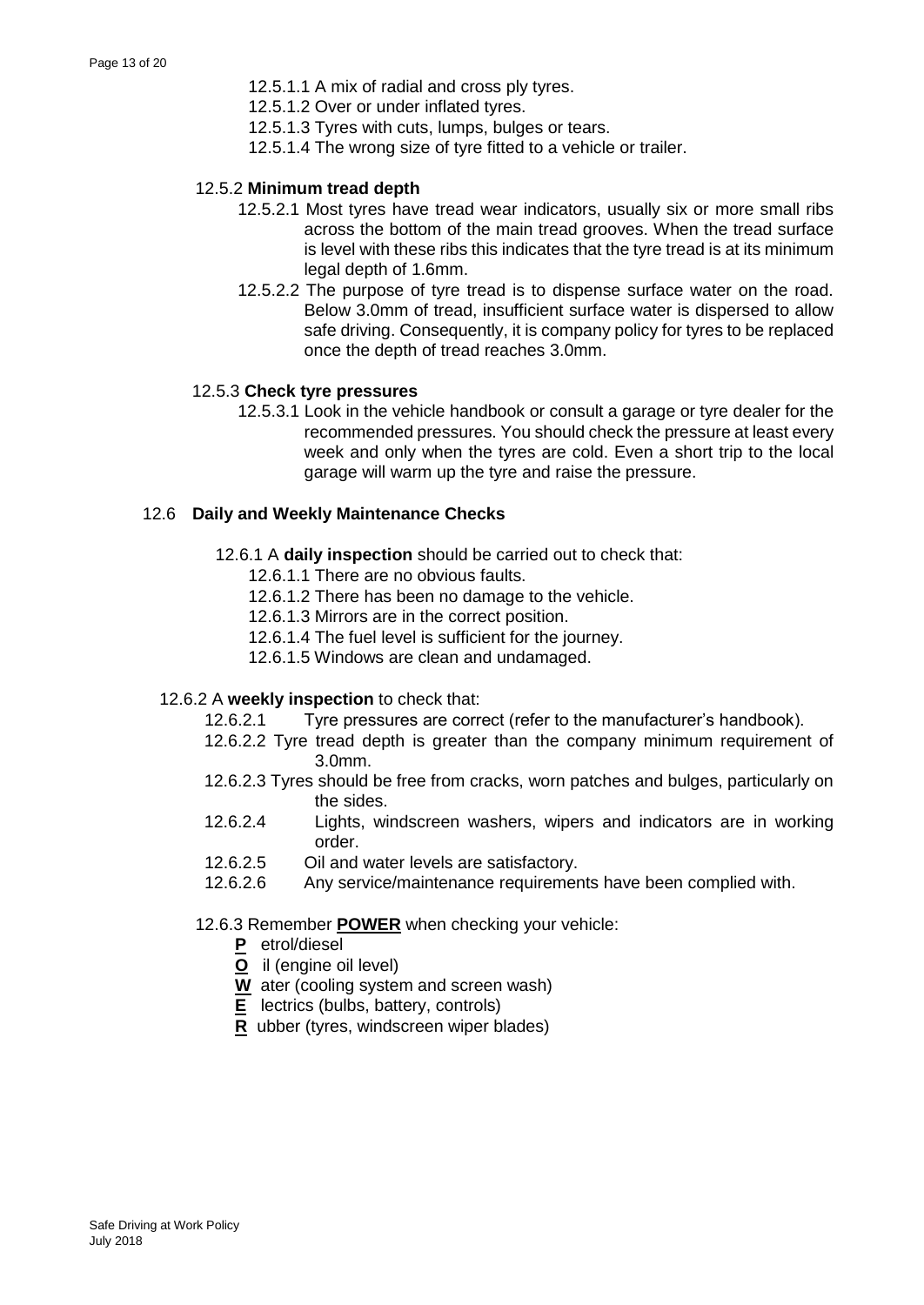12.5.1.1 A mix of radial and cross ply tyres.

12.5.1.2 Over or under inflated tyres.

12.5.1.3 Tyres with cuts, lumps, bulges or tears.

12.5.1.4 The wrong size of tyre fitted to a vehicle or trailer.

### 12.5.2 **Minimum tread depth**

12.5.2.1 Most tyres have tread wear indicators, usually six or more small ribs across the bottom of the main tread grooves. When the tread surface is level with these ribs this indicates that the tyre tread is at its minimum legal depth of 1.6mm.

12.5.2.2 The purpose of tyre tread is to dispense surface water on the road. Below 3.0mm of tread, insufficient surface water is dispersed to allow safe driving. Consequently, it is company policy for tyres to be replaced once the depth of tread reaches 3.0mm.

### 12.5.3 **Check tyre pressures**

12.5.3.1 Look in the vehicle handbook or consult a garage or tyre dealer for the recommended pressures. You should check the pressure at least every week and only when the tyres are cold. Even a short trip to the local garage will warm up the tyre and raise the pressure.

## 12.6 **Daily and Weekly Maintenance Checks**

12.6.1 A **daily inspection** should be carried out to check that:

12.6.1.1 There are no obvious faults.

12.6.1.2 There has been no damage to the vehicle.

12.6.1.3 Mirrors are in the correct position.

12.6.1.4 The fuel level is sufficient for the journey.

12.6.1.5 Windows are clean and undamaged.

12.6.2 A **weekly inspection** to check that:

12.6.2.1 Tyre pressures are correct (refer to the manufacturer's handbook).

12.6.2.2 Tyre tread depth is greater than the company minimum requirement of 3.0mm.

12.6.2.3 Tyres should be free from cracks, worn patches and bulges, particularly on the sides.

12.6.2.4 Lights, windscreen washers, wipers and indicators are in working order.

12.6.2.5 Oil and water levels are satisfactory.

12.6.2.6 Any service/maintenance requirements have been complied with.

12.6.3 Remember **POWER** when checking your vehicle:

- **P** etrol/diesel
- **O** il (engine oil level)
- **W** ater (cooling system and screen wash)
- **E** lectrics (bulbs, battery, controls)
- **R** ubber (tyres, windscreen wiper blades)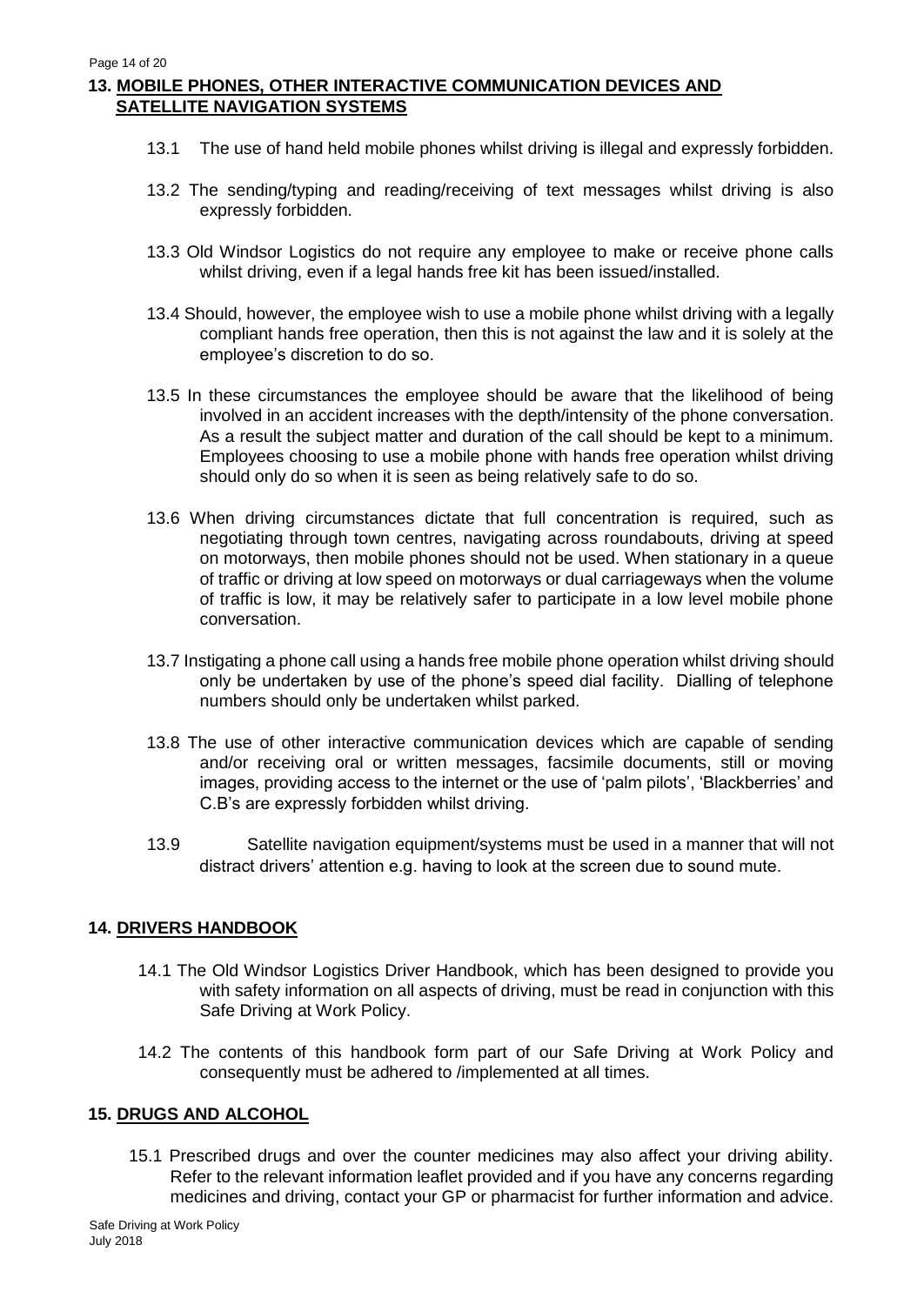## 13. MOBILE PHONES, OTHER INTERACTIVE COMMUNICATION DEVICES AND SATELLITE NAVIGATION SYSTEMS

13.1 The use of hand held mobile phones whilst driving is illegal and expressly forbidden.

13.2 The sending/typing and reading/receiving of text messages whilst driving is also expressly forbidden.

13.3 Old Windsor Logistics do not require any employee to make or receive phone calls whilst driving, even if a legal hands free kit has been issued/installed.

13.4 Should, however, the employee wish to use a mobile phone whilst driving with a legally compliant hands free operation, then this is not against the law and it is solely at the employee's discretion to do so.

13.5 In these circumstances the employee should be aware that the likelihood of being involved in an accident increases with the depth/intensity of the phone conversation. As a result the subject matter and duration of the call should be kept to a minimum. Employees choosing to use a mobile phone with hands free operation whilst driving should only do so when it is seen as being relatively safe to do so.

13.6 When driving circumstances dictate that full concentration is required, such as negotiating through town centres, navigating across roundabouts, driving at speed on motorways, then mobile phones should not be used. When stationary in a queue of traffic or driving at low speed on motorways or dual carriageways when the volume of traffic is low, it may be relatively safer to participate in a low level mobile phone conversation.

13.7 Instigating a phone call using a hands free mobile phone operation whilst driving should only be undertaken by use of the phone's speed dial facility. Dialling of telephone numbers should only be undertaken whilst parked.

13.8 The use of other interactive communication devices which are capable of sending and/or receiving oral or written messages, facsimile documents, still or moving images, providing access to the internet or the use of 'palm pilots', 'Blackberries' and C.B's are expressly forbidden whilst driving.

13.9 Satellite navigation equipment/systems must be used in a manner that will not distract drivers' attention e.g. having to look at the screen due to sound mute.

## 14. DRIVERS HANDBOOK

14.1 The Old Windsor Logistics Driver Handbook, which has been designed to provide you with safety information on all aspects of driving, must be read in conjunction with this Safe Driving at Work Policy.

14.2 The contents of this handbook form part of our Safe Driving at Work Policy and consequently must be adhered to /implemented at all times.

## 15. DRUGS AND ALCOHOL

15.1 Prescribed drugs and over the counter medicines may also affect your driving ability. Refer to the relevant information leaflet provided and if you have any concerns regarding medicines and driving, contact your GP or pharmacist for further information and advice.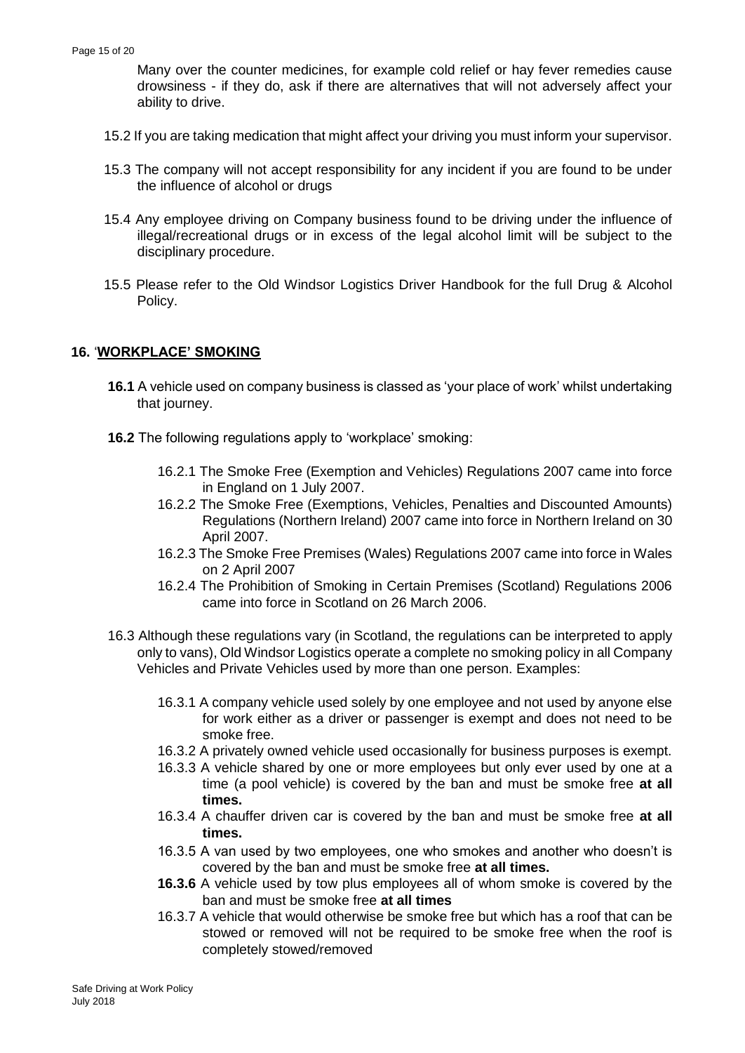Many over the counter medicines, for example cold relief or hay fever remedies cause drowsiness - if they do, ask if there are alternatives that will not adversely affect your ability to drive.

15.2 If you are taking medication that might affect your driving you must inform your supervisor.

15.3 The company will not accept responsibility for any incident if you are found to be under the influence of alcohol or drugs

15.4 Any employee driving on Company business found to be driving under the influence of illegal/recreational drugs or in excess of the legal alcohol limit will be subject to the disciplinary procedure.

15.5 Please refer to the Old Windsor Logistics Driver Handbook for the full Drug & Alcohol Policy.

## 16. '**WORKPLACE' SMOKING**

**16.1** A vehicle used on company business is classed as 'your place of work' whilst undertaking that journey.

**16.2** The following regulations apply to 'workplace' smoking:

16.2.1 The Smoke Free (Exemption and Vehicles) Regulations 2007 came into force in England on 1 July 2007.

16.2.2 The Smoke Free (Exemptions, Vehicles, Penalties and Discounted Amounts) Regulations (Northern Ireland) 2007 came into force in Northern Ireland on 30 April 2007.

16.2.3 The Smoke Free Premises (Wales) Regulations 2007 came into force in Wales on 2 April 2007

16.2.4 The Prohibition of Smoking in Certain Premises (Scotland) Regulations 2006 came into force in Scotland on 26 March 2006.

16.3 Although these regulations vary (in Scotland, the regulations can be interpreted to apply only to vans), Old Windsor Logistics operate a complete no smoking policy in all Company Vehicles and Private Vehicles used by more than one person. Examples:

16.3.1 A company vehicle used solely by one employee and not used by anyone else for work either as a driver or passenger is exempt and does not need to be smoke free.

16.3.2 A privately owned vehicle used occasionally for business purposes is exempt.

16.3.3 A vehicle shared by one or more employees but only ever used by one at a time (a pool vehicle) is covered by the ban and must be smoke free **at all times.**

16.3.4 A chauffer driven car is covered by the ban and must be smoke free **at all times.**

16.3.5 A van used by two employees, one who smokes and another who doesn't is covered by the ban and must be smoke free **at all times.**

**16.3.6** A vehicle used by tow plus employees all of whom smoke is covered by the ban and must be smoke free **at all times**

16.3.7 A vehicle that would otherwise be smoke free but which has a roof that can be stowed or removed will not be required to be smoke free when the roof is completely stowed/removed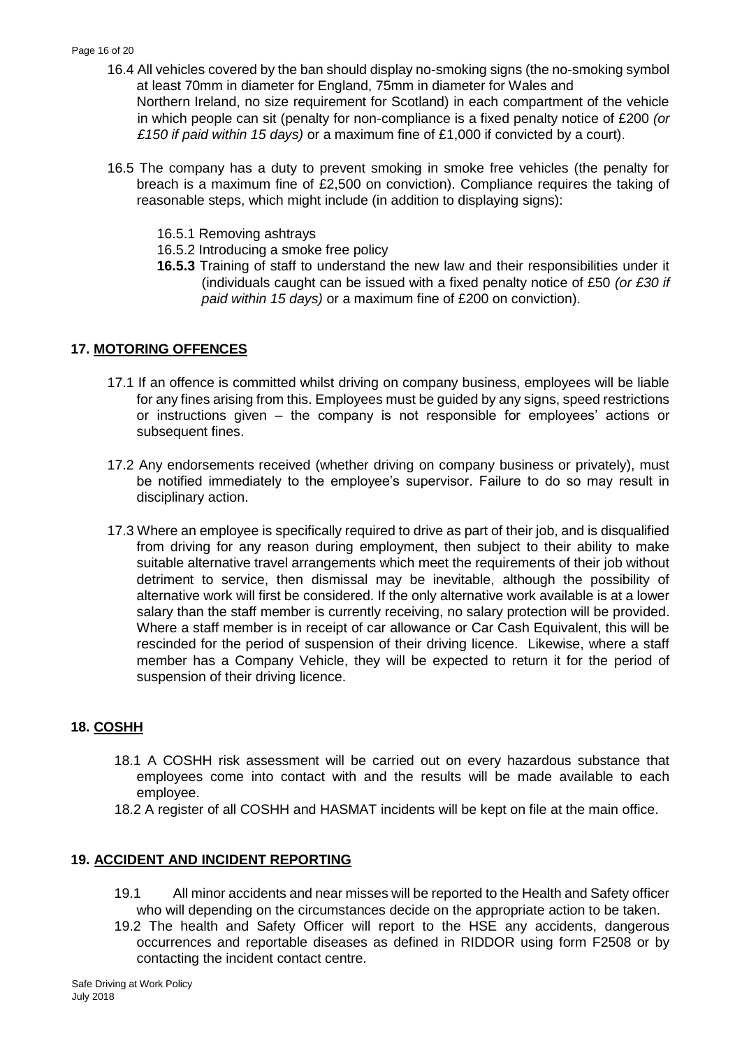16.4 All vehicles covered by the ban should display no-smoking signs (the no-smoking symbol at least 70mm in diameter for England, 75mm in diameter for Wales and Northern Ireland, no size requirement for Scotland) in each compartment of the vehicle in which people can sit (penalty for non-compliance is a fixed penalty notice of £200 *(or £150 if paid within 15 days)* or a maximum fine of £1,000 if convicted by a court).

16.5 The company has a duty to prevent smoking in smoke free vehicles (the penalty for breach is a maximum fine of £2,500 on conviction). Compliance requires the taking of reasonable steps, which might include (in addition to displaying signs):

16.5.1 Removing ashtrays

16.5.2 Introducing a smoke free policy

**16.5.3** Training of staff to understand the new law and their responsibilities under it (individuals caught can be issued with a fixed penalty notice of £50 *(or £30 if paid within 15 days)* or a maximum fine of £200 on conviction).

## **17. MOTORING OFFENCES**

17.1 If an offence is committed whilst driving on company business, employees will be liable for any fines arising from this. Employees must be guided by any signs, speed restrictions or instructions given – the company is not responsible for employees' actions or subsequent fines.

17.2 Any endorsements received (whether driving on company business or privately), must be notified immediately to the employee's supervisor. Failure to do so may result in disciplinary action.

17.3 Where an employee is specifically required to drive as part of their job, and is disqualified from driving for any reason during employment, then subject to their ability to make suitable alternative travel arrangements which meet the requirements of their job without detriment to service, then dismissal may be inevitable, although the possibility of alternative work will first be considered. If the only alternative work available is at a lower salary than the staff member is currently receiving, no salary protection will be provided. Where a staff member is in receipt of car allowance or Car Cash Equivalent, this will be rescinded for the period of suspension of their driving licence. Likewise, where a staff member has a Company Vehicle, they will be expected to return it for the period of suspension of their driving licence.

## **18. COSHH**

18.1 A COSHH risk assessment will be carried out on every hazardous substance that employees come into contact with and the results will be made available to each employee.

18.2 A register of all COSHH and HASMAT incidents will be kept on file at the main office.

## **19. ACCIDENT AND INCIDENT REPORTING**

19.1 All minor accidents and near misses will be reported to the Health and Safety officer who will depending on the circumstances decide on the appropriate action to be taken.

19.2 The health and Safety Officer will report to the HSE any accidents, dangerous occurrences and reportable diseases as defined in RIDDOR using form F2508 or by contacting the incident contact centre.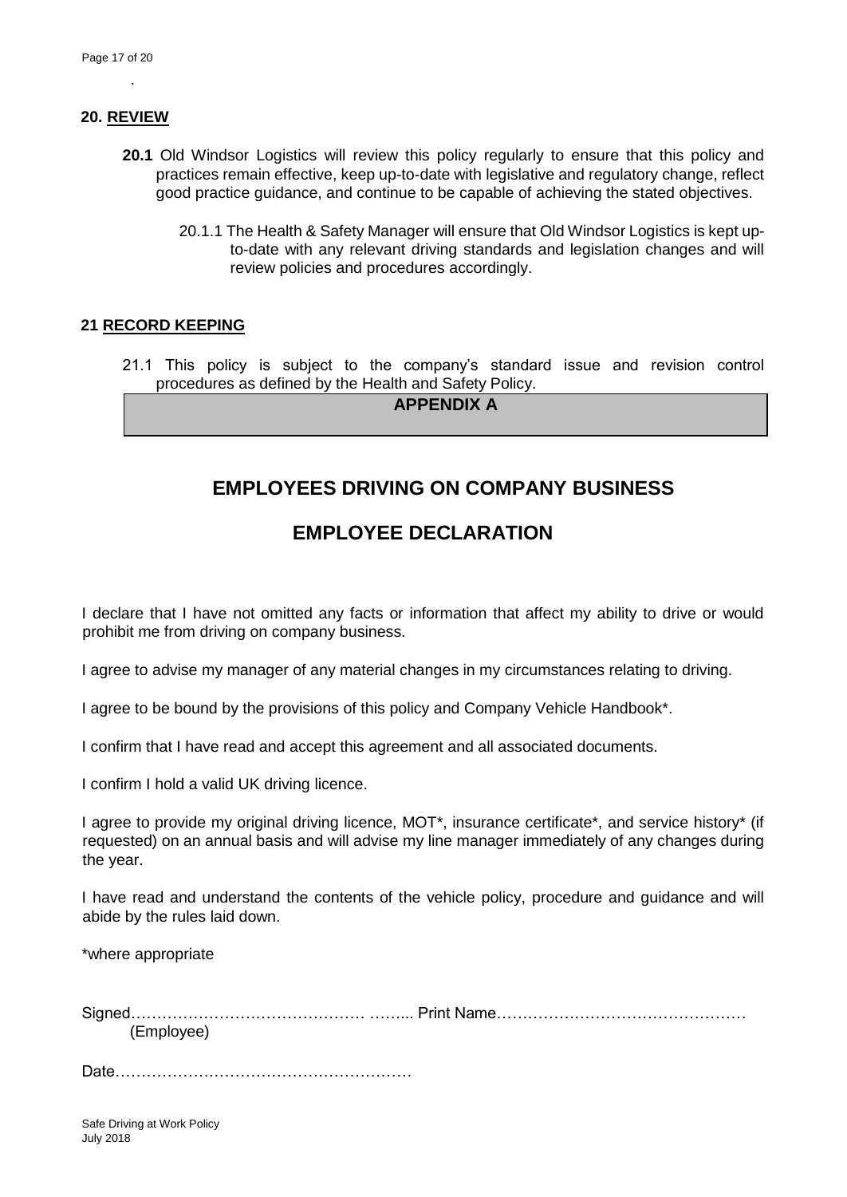## 20. REVIEW

**20.1** Old Windsor Logistics will review this policy regularly to ensure that this policy and practices remain effective, keep up-to-date with legislative and regulatory change, reflect good practice guidance, and continue to be capable of achieving the stated objectives.

20.1.1 The Health & Safety Manager will ensure that Old Windsor Logistics is kept up-to-date with any relevant driving standards and legislation changes and will review policies and procedures accordingly.

## 21 RECORD KEEPING

21.1 This policy is subject to the company's standard issue and revision control procedures as defined by the Health and Safety Policy.

**APPENDIX A**

# EMPLOYEES DRIVING ON COMPANY BUSINESS

# EMPLOYEE DECLARATION

I declare that I have not omitted any facts or information that affect my ability to drive or would prohibit me from driving on company business.

I agree to advise my manager of any material changes in my circumstances relating to driving.

I agree to be bound by the provisions of this policy and Company Vehicle Handbook*.

I confirm that I have read and accept this agreement and all associated documents.

I confirm I hold a valid UK driving licence.

I agree to provide my original driving licence, MOT*, insurance certificate*, and service history* (if requested) on an annual basis and will advise my line manager immediately of any changes during the year.

I have read and understand the contents of the vehicle policy, procedure and guidance and will abide by the rules laid down.

*where appropriate

Signed…………………………………… …….. Print Name………………………………………
(Employee)

Date…………………………………………………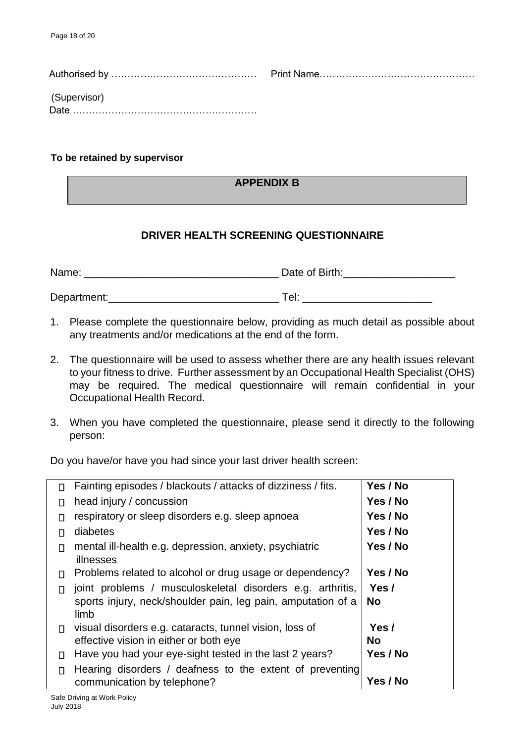Authorised by ……………………………………… Print Name…………………………………………

(Supervisor)
Date …………………………………………………

**To be retained by supervisor**

## APPENDIX B

### DRIVER HEALTH SCREENING QUESTIONNAIRE

Name: ________________________________ Date of Birth:__________________

Department:____________________________ Tel: ______________________

1. Please complete the questionnaire below, providing as much detail as possible about any treatments and/or medications at the end of the form.
2. The questionnaire will be used to assess whether there are any health issues relevant to your fitness to drive. Further assessment by an Occupational Health Specialist (OHS) may be required. The medical questionnaire will remain confidential in your Occupational Health Record.
3. When you have completed the questionnaire, please send it directly to the following person:

Do you have/or have you had since your last driver health screen:

| | |
|---|---|
| ☐ Fainting episodes / blackouts / attacks of dizziness / fits. | **Yes / No** |
| ☐ head injury / concussion | **Yes / No** |
| ☐ respiratory or sleep disorders e.g. sleep apnoea | **Yes / No** |
| ☐ diabetes | **Yes / No** |
| ☐ mental ill-health e.g. depression, anxiety, psychiatric illnesses | **Yes / No** |
| ☐ Problems related to alcohol or drug usage or dependency? | **Yes / No** |
| ☐ joint problems / musculoskeletal disorders e.g. arthritis, sports injury, neck/shoulder pain, leg pain, amputation of a limb | **Yes / No** |
| ☐ visual disorders e.g. cataracts, tunnel vision, loss of effective vision in either or both eye | **Yes / No** |
| ☐ Have you had your eye-sight tested in the last 2 years? | **Yes / No** |
| ☐ Hearing disorders / deafness to the extent of preventing communication by telephone? | **Yes / No** |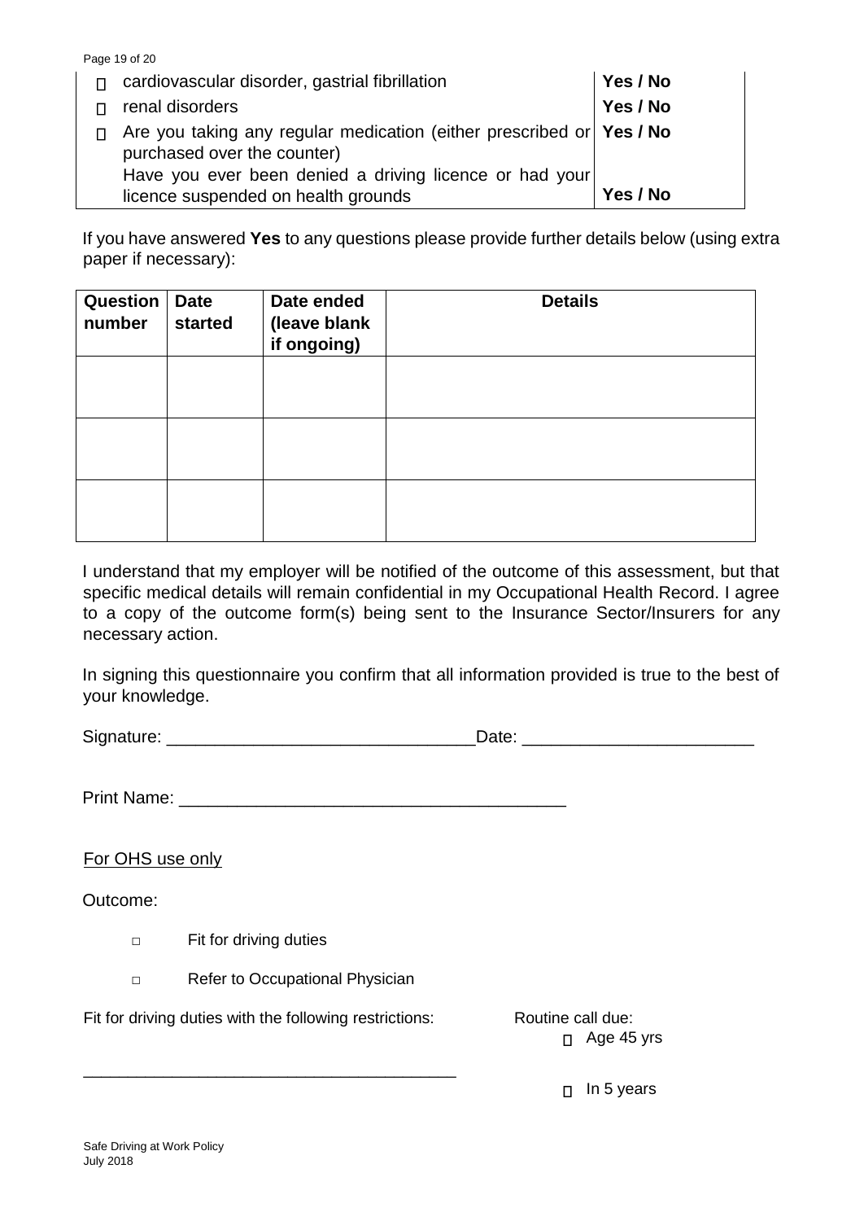| | | |
|---|---|---|
| ☐ | cardiovascular disorder, gastrial fibrillation | **Yes / No** |
| ☐ | renal disorders | **Yes / No** |
| ☐ | Are you taking any regular medication (either prescribed or purchased over the counter) | **Yes / No** |
| | Have you ever been denied a driving licence or had your licence suspended on health grounds | **Yes / No** |

If you have answered **Yes** to any questions please provide further details below (using extra paper if necessary):

| Question number | Date started | Date ended (leave blank if ongoing) | Details |
|---|---|---|---|
| | | | |
| | | | |
| | | | |

I understand that my employer will be notified of the outcome of this assessment, but that specific medical details will remain confidential in my Occupational Health Record. I agree to a copy of the outcome form(s) being sent to the Insurance Sector/Insurers for any necessary action.

In signing this questionnaire you confirm that all information provided is true to the best of your knowledge.

Signature: _______________________________Date: _______________________

Print Name: ______________________________________

For OHS use only

Outcome:

- ☐ Fit for driving duties
- ☐ Refer to Occupational Physician

Fit for driving duties with the following restrictions:

______________________________________

Routine call due:

- ☐ Age 45 yrs
- ☐ In 5 years

Safe Driving at Work Policy
July 2018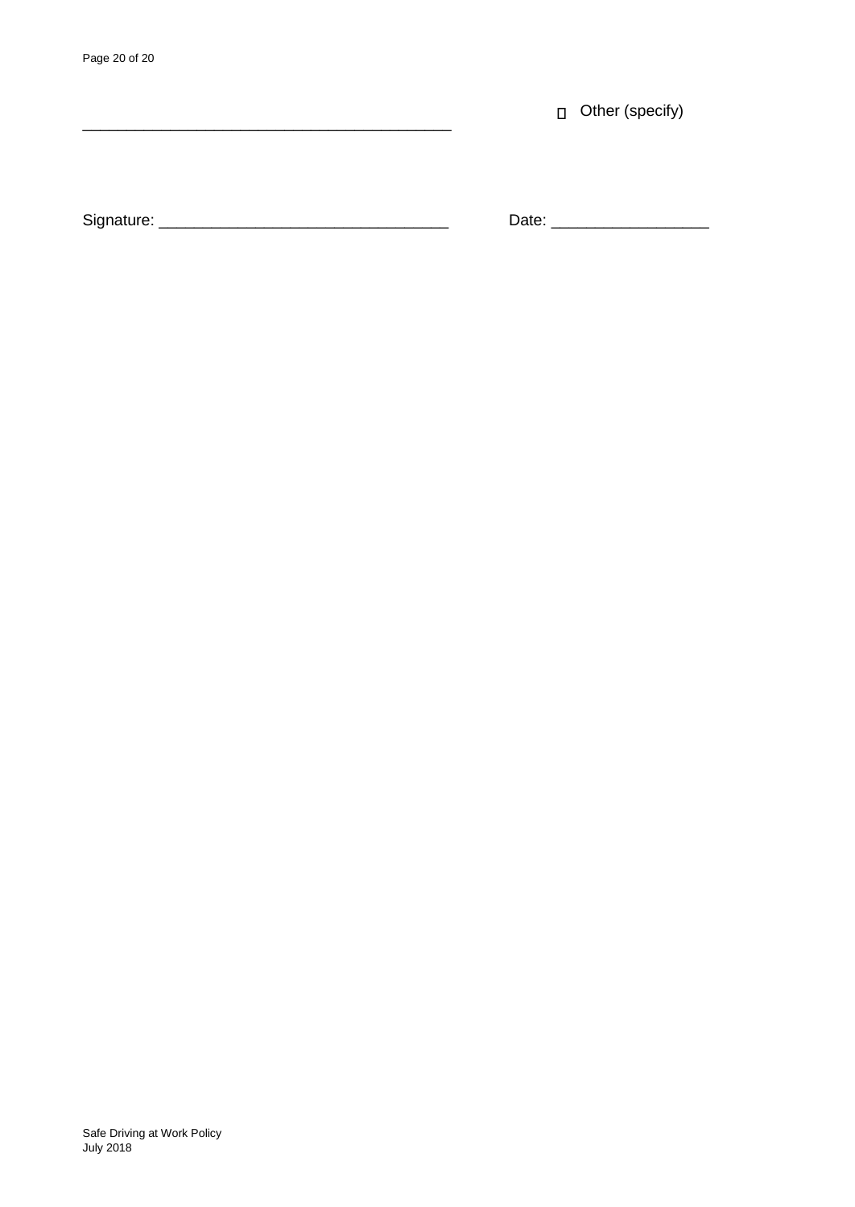☐ Other (specify)

_________________________________________

Signature: ________________________________ Date: _________________